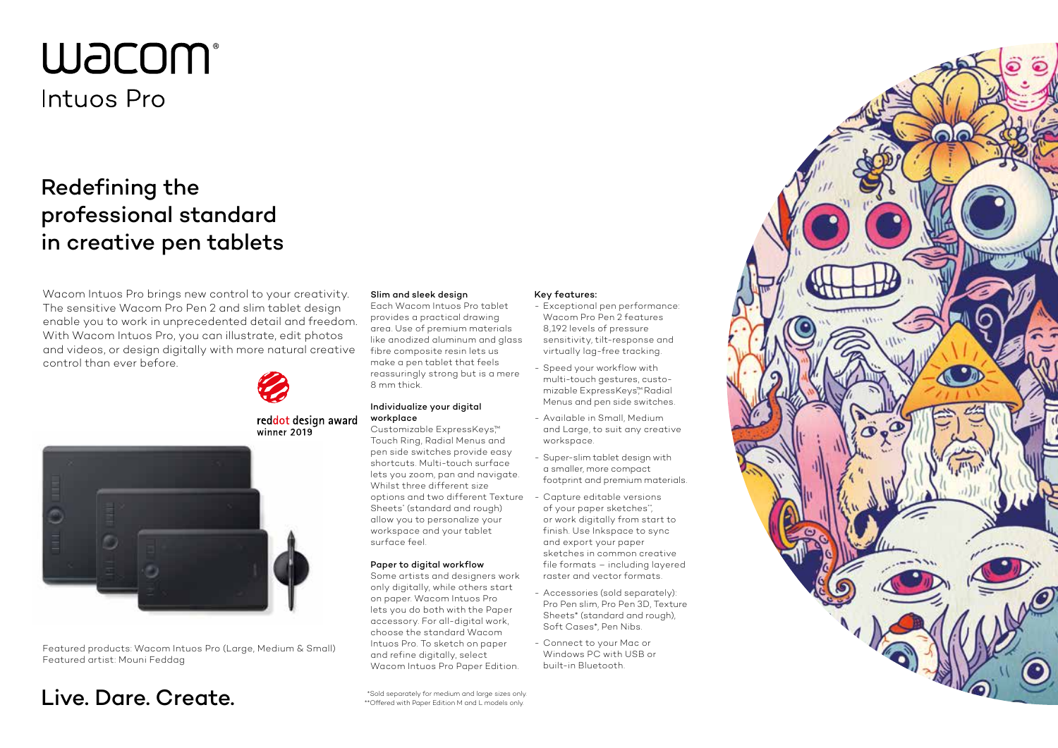# Wacom

## Intuos Pro

## Redefining the professional standard in creative pen tablets

Wacom Intuos Pro brings new control to your creativity. The sensitive Wacom Pro Pen 2 and slim tablet design enable you to work in unprecedented detail and freedom. With Wacom Intuos Pro, you can illustrate, edit photos and videos, or design digitally with more natural creative control than ever before.

reddot design award winner 2019

Featured products: Wacom Intuos Pro (Large, Medium & Small)
Featured artist: Mouni Feddag

**Slim and sleek design**

Each Wacom Intuos Pro tablet provides a practical drawing area. Use of premium materials like anodized aluminum and glass fibre composite resin lets us make a pen tablet that feels reassuringly strong but is a mere 8 mm thick.

**Individualize your digital workplace**

Customizable ExpressKeys™ Touch Ring, Radial Menus and pen side switches provide easy shortcuts. Multi-touch surface lets you zoom, pan and navigate. Whilst three different size options and two different Texture Sheets* (standard and rough) allow you to personalize your workspace and your tablet surface feel.

**Paper to digital workflow**

Some artists and designers work only digitally, while others start on paper. Wacom Intuos Pro lets you do both with the Paper accessory. For all-digital work, choose the standard Wacom Intuos Pro. To sketch on paper and refine digitally, select Wacom Intuos Pro Paper Edition.

**Key features:**

- Exceptional pen performance: Wacom Pro Pen 2 features 8,192 levels of pressure sensitivity, tilt-response and virtually lag-free tracking.
- Speed your workflow with multi-touch gestures, customizable ExpressKeys™ Radial Menus and pen side switches.
- Available in Small, Medium and Large, to suit any creative workspace.
- Super-slim tablet design with a smaller, more compact footprint and premium materials.
- Capture editable versions of your paper sketches**, or work digitally from start to finish. Use Inkspace to sync and export your paper sketches in common creative file formats – including layered raster and vector formats.
- Accessories (sold separately): Pro Pen slim, Pro Pen 3D, Texture Sheets* (standard and rough), Soft Cases*, Pen Nibs.
- Connect to your Mac or Windows PC with USB or built-in Bluetooth.

*Sold separately for medium and large sizes only.
**Offered with Paper Edition M and L models only.

## Live. Dare. Create.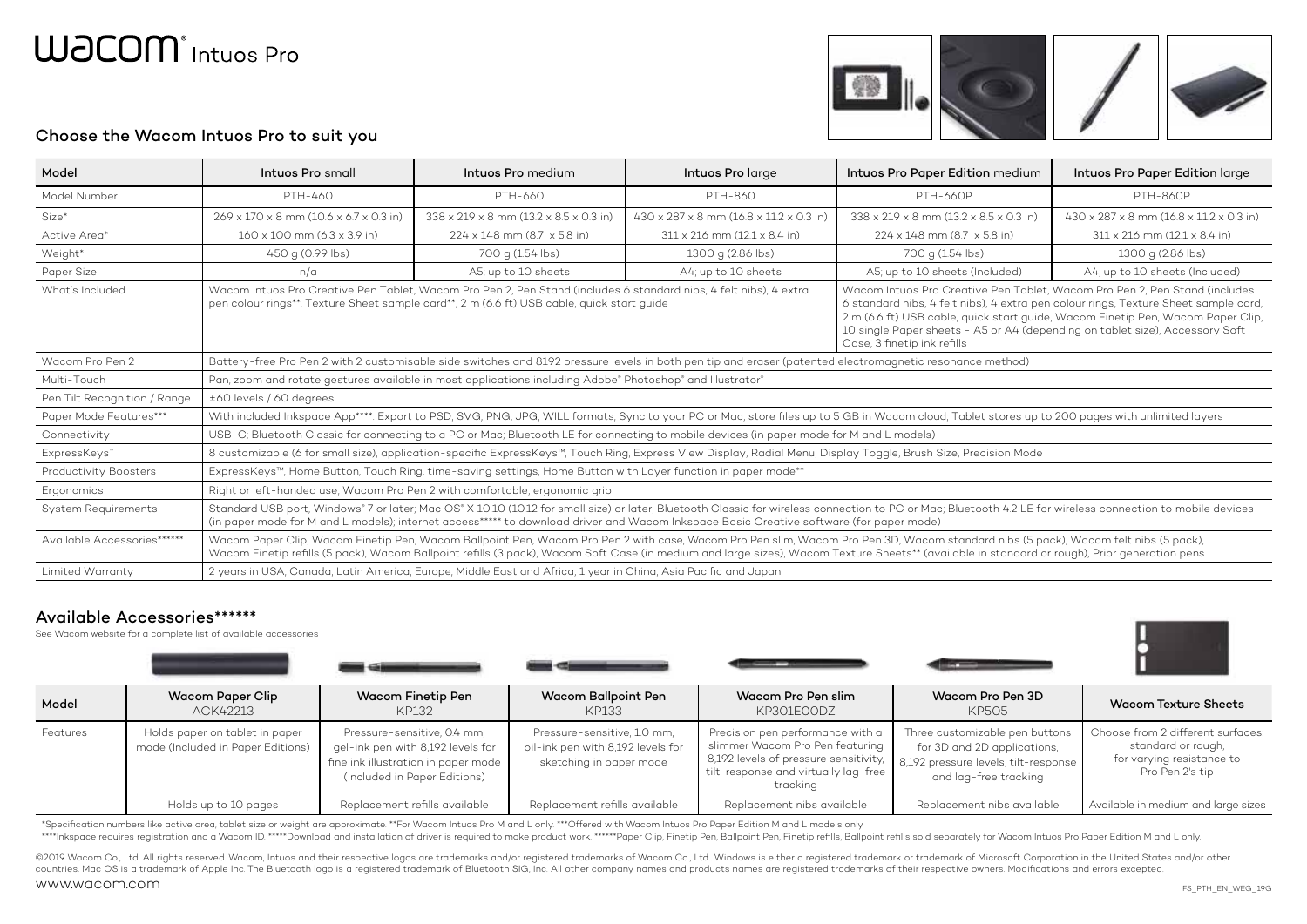# Wacom Intuos Pro

## Choose the Wacom Intuos Pro to suit you

| Model | Intuos Pro small | Intuos Pro medium | Intuos Pro large | Intuos Pro Paper Edition medium | Intuos Pro Paper Edition large |
|---|---|---|---|---|---|
| Model Number | PTH-460 | PTH-660 | PTH-860 | PTH-660P | PTH-860P |
| Size* | 269 x 170 x 8 mm (10.6 x 6.7 x 0.3 in) | 338 x 219 x 8 mm (13.2 x 8.5 x 0.3 in) | 430 x 287 x 8 mm (16.8 x 11.2 x 0.3 in) | 338 x 219 x 8 mm (13.2 x 8.5 x 0.3 in) | 430 x 287 x 8 mm (16.8 x 11.2 x 0.3 in) |
| Active Area* | 160 x 100 mm (6.3 x 3.9 in) | 224 x 148 mm (8.7 x 5.8 in) | 311 x 216 mm (12.1 x 8.4 in) | 224 x 148 mm (8.7 x 5.8 in) | 311 x 216 mm (12.1 x 8.4 in) |
| Weight* | 450 g (0.99 lbs) | 700 g (1.54 lbs) | 1300 g (2.86 lbs) | 700 g (1.54 lbs) | 1300 g (2.86 lbs) |
| Paper Size | n/a | A5; up to 10 sheets | A4; up to 10 sheets | A5; up to 10 sheets (Included) | A4; up to 10 sheets (Included) |
| What's Included | Wacom Intuos Pro Creative Pen Tablet, Wacom Pro Pen 2, Pen Stand (includes 6 standard nibs, 4 felt nibs), 4 extra pen colour rings**, Texture Sheet sample card**, 2 m (6.6 ft) USB cable, quick start guide | | | Wacom Intuos Pro Creative Pen Tablet, Wacom Pro Pen 2, Pen Stand (includes 6 standard nibs, 4 felt nibs), 4 extra pen colour rings, Texture Sheet sample card, 2 m (6.6 ft) USB cable, quick start guide, Wacom Finetip Pen, Wacom Paper Clip, 10 single Paper sheets - A5 or A4 (depending on tablet size), Accessory Soft Case, 3 finetip ink refills | |
| Wacom Pro Pen 2 | Battery-free Pro Pen 2 with 2 customisable side switches and 8192 pressure levels in both pen tip and eraser (patented electromagnetic resonance method) | | | | |
| Multi-Touch | Pan, zoom and rotate gestures available in most applications including Adobe® Photoshop® and Illustrator® | | | | |
| Pen Tilt Recognition / Range | ±60 levels / 60 degrees | | | | |
| Paper Mode Features*** | With included Inkspace App****: Export to PSD, SVG, PNG, JPG, WILL formats; Sync to your PC or Mac, store files up to 5 GB in Wacom cloud; Tablet stores up to 200 pages with unlimited layers | | | | |
| Connectivity | USB-C; Bluetooth Classic for connecting to a PC or Mac; Bluetooth LE for connecting to mobile devices (in paper mode for M and L models) | | | | |
| ExpressKeys™ | 8 customizable (6 for small size), application-specific ExpressKeys™, Touch Ring, Express View Display, Radial Menu, Display Toggle, Brush Size, Precision Mode | | | | |
| Productivity Boosters | ExpressKeys™, Home Button, Touch Ring, time-saving settings, Home Button with Layer function in paper mode** | | | | |
| Ergonomics | Right or left-handed use; Wacom Pro Pen 2 with comfortable, ergonomic grip | | | | |
| System Requirements | Standard USB port, Windows® 7 or later; Mac OS® X 10.10 (10.12 for small size) or later; Bluetooth Classic for wireless connection to PC or Mac; Bluetooth 4.2 LE for wireless connection to mobile devices (in paper mode for M and L models); internet access***** to download driver and Wacom Inkspace Basic Creative software (for paper mode) | | | | |
| Available Accessories****** | Wacom Paper Clip, Wacom Finetip Pen, Wacom Ballpoint Pen, Wacom Pro Pen 2 with case, Wacom Pro Pen slim, Wacom Pro Pen 3D, Wacom standard nibs (5 pack), Wacom felt nibs (5 pack), Wacom Finetip refills (5 pack), Wacom Ballpoint refills (3 pack), Wacom Soft Case (in medium and large sizes), Wacom Texture Sheets** (available in standard or rough), Prior generation pens | | | | |
| Limited Warranty | 2 years in USA, Canada, Latin America, Europe, Middle East and Africa; 1 year in China, Asia Pacific and Japan | | | | |

## Available Accessories******

See Wacom website for a complete list of available accessories

| Model | Wacom Paper Clip ACK42213 | Wacom Finetip Pen KP132 | Wacom Ballpoint Pen KP133 | Wacom Pro Pen slim KP301E00DZ | Wacom Pro Pen 3D KP505 | Wacom Texture Sheets |
|---|---|---|---|---|---|---|
| Features | Holds paper on tablet in paper mode (Included in Paper Editions) | Pressure-sensitive, 0.4 mm, gel-ink pen with 8,192 levels for fine ink illustration in paper mode (Included in Paper Editions) | Pressure-sensitive, 1.0 mm, oil-ink pen with 8,192 levels for sketching in paper mode | Precision pen performance with a slimmer Wacom Pro Pen featuring 8,192 levels of pressure sensitivity, tilt-response and virtually lag-free tracking | Three customizable pen buttons for 3D and 2D applications, 8,192 pressure levels, tilt-response and lag-free tracking | Choose from 2 different surfaces: standard or rough, for varying resistance to Pro Pen 2's tip |
| | Holds up to 10 pages | Replacement refills available | Replacement refills available | Replacement nibs available | Replacement nibs available | Available in medium and large sizes |

*Specification numbers like active area, tablet size or weight are approximate. **For Wacom Intuos Pro M and L only. ***Offered with Wacom Intuos Pro Paper Edition M and L models only.
****Inkspace requires registration and a Wacom ID. *****Download and installation of driver is required to make product work. ******Paper Clip, Finetip Pen, Ballpoint Pen, Finetip refills, Ballpoint refills sold separately for Wacom Intuos Pro Paper Edition M and L only.

©2019 Wacom Co., Ltd. All rights reserved. Wacom, Intuos and their respective logos are trademarks and/or registered trademarks of Wacom Co., Ltd.. Windows is either a registered trademark or trademark of Microsoft Corporation in the United States and/or other countries. Mac OS is a trademark of Apple Inc. The Bluetooth logo is a registered trademark of Bluetooth SIG, Inc. All other company names and products names are registered trademarks of their respective owners. Modifications and errors excepted.

www.wacom.com

FS_PTH_EN_WEG_19G